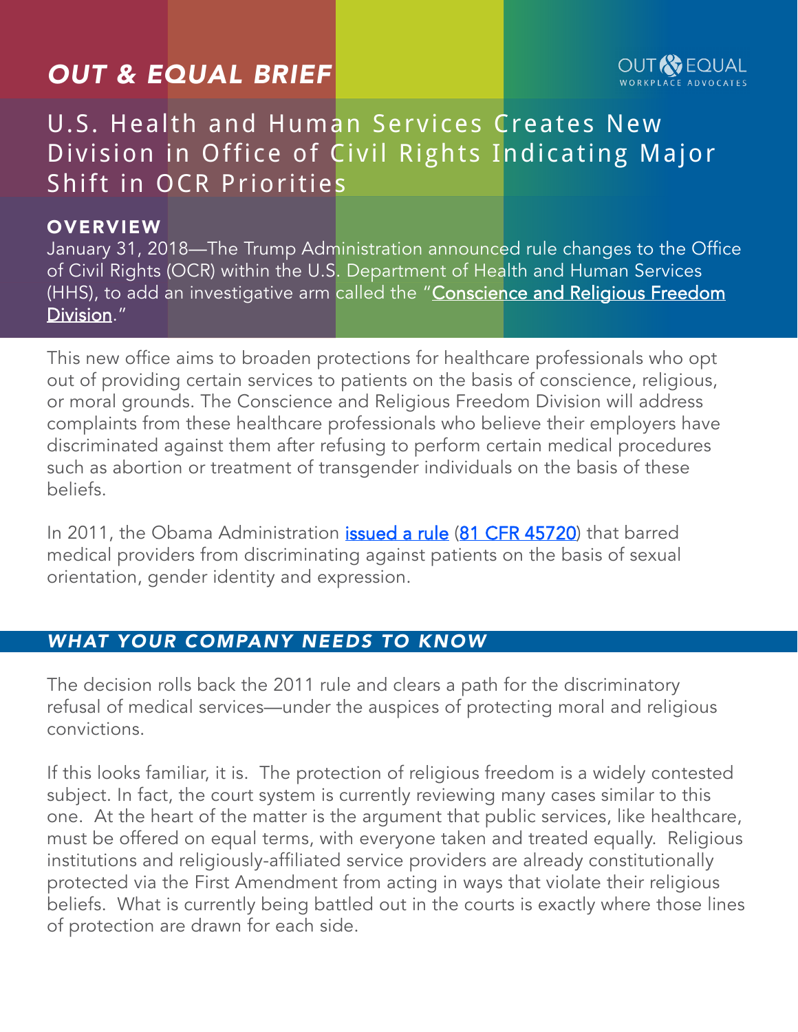# OUT & EQUAL BRIEF

OUT & EQUAL WORKPLACE ADVOCATES

## U.S. Health and Human Services Creates New Division in Office of Civil Rights Indicating Major Shift in OCR Priorities

### OVERVIEW

January 31, 2018—The Trump Administration announced rule changes to the Office of Civil Rights (OCR) within the U.S. Department of Health and Human Services (HHS), to add an investigative arm called the "Conscience and Religious Freedom Division."

This new office aims to broaden protections for healthcare professionals who opt out of providing certain services to patients on the basis of conscience, religious, or moral grounds. The Conscience and Religious Freedom Division will address complaints from these healthcare professionals who believe their employers have discriminated against them after refusing to perform certain medical procedures such as abortion or treatment of transgender individuals on the basis of these beliefs.

In 2011, the Obama Administration issued a rule (81 CFR 45720) that barred medical providers from discriminating against patients on the basis of sexual orientation, gender identity and expression.

### *WHAT YOUR COMPANY NEEDS TO KNOW*

The decision rolls back the 2011 rule and clears a path for the discriminatory refusal of medical services—under the auspices of protecting moral and religious convictions.

If this looks familiar, it is. The protection of religious freedom is a widely contested subject. In fact, the court system is currently reviewing many cases similar to this one. At the heart of the matter is the argument that public services, like healthcare, must be offered on equal terms, with everyone taken and treated equally. Religious institutions and religiously-affiliated service providers are already constitutionally protected via the First Amendment from acting in ways that violate their religious beliefs. What is currently being battled out in the courts is exactly where those lines of protection are drawn for each side.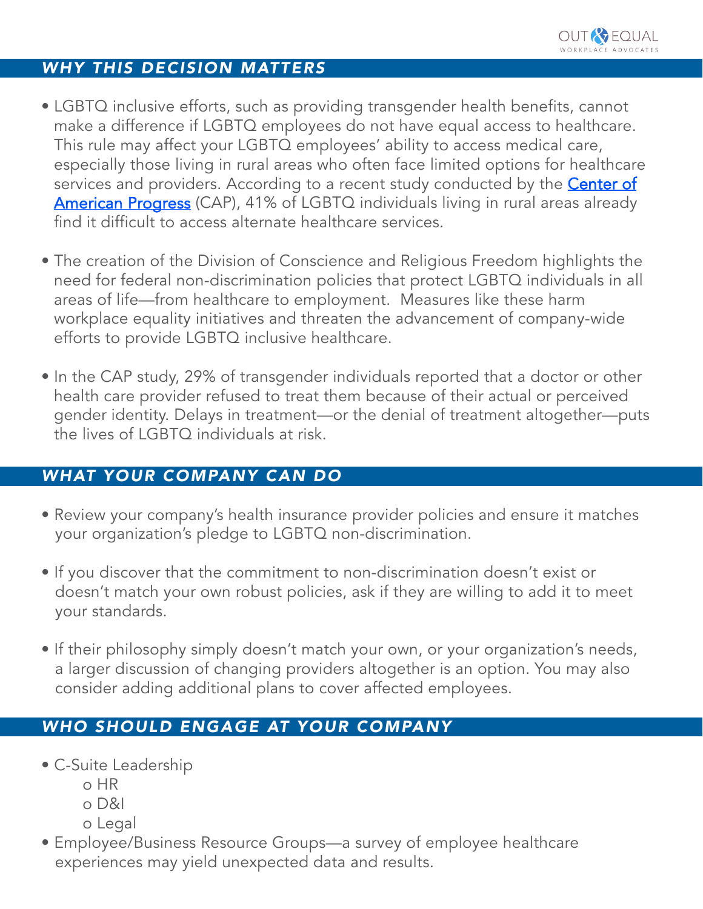## *WHY THIS DECISION MATTERS*

- LGBTQ inclusive efforts, such as providing transgender health benefits, cannot make a difference if LGBTQ employees do not have equal access to healthcare. This rule may affect your LGBTQ employees' ability to access medical care, especially those living in rural areas who often face limited options for healthcare services and providers. According to a recent study conducted by the [Center of American Progress](#) (CAP), 41% of LGBTQ individuals living in rural areas already find it difficult to access alternate healthcare services.

- The creation of the Division of Conscience and Religious Freedom highlights the need for federal non-discrimination policies that protect LGBTQ individuals in all areas of life—from healthcare to employment. Measures like these harm workplace equality initiatives and threaten the advancement of company-wide efforts to provide LGBTQ inclusive healthcare.

- In the CAP study, 29% of transgender individuals reported that a doctor or other health care provider refused to treat them because of their actual or perceived gender identity. Delays in treatment—or the denial of treatment altogether—puts the lives of LGBTQ individuals at risk.

## *WHAT YOUR COMPANY CAN DO*

- Review your company's health insurance provider policies and ensure it matches your organization's pledge to LGBTQ non-discrimination.

- If you discover that the commitment to non-discrimination doesn't exist or doesn't match your own robust policies, ask if they are willing to add it to meet your standards.

- If their philosophy simply doesn't match your own, or your organization's needs, a larger discussion of changing providers altogether is an option. You may also consider adding additional plans to cover affected employees.

## *WHO SHOULD ENGAGE AT YOUR COMPANY*

- C-Suite Leadership
  - HR
  - D&I
  - Legal
- Employee/Business Resource Groups—a survey of employee healthcare experiences may yield unexpected data and results.